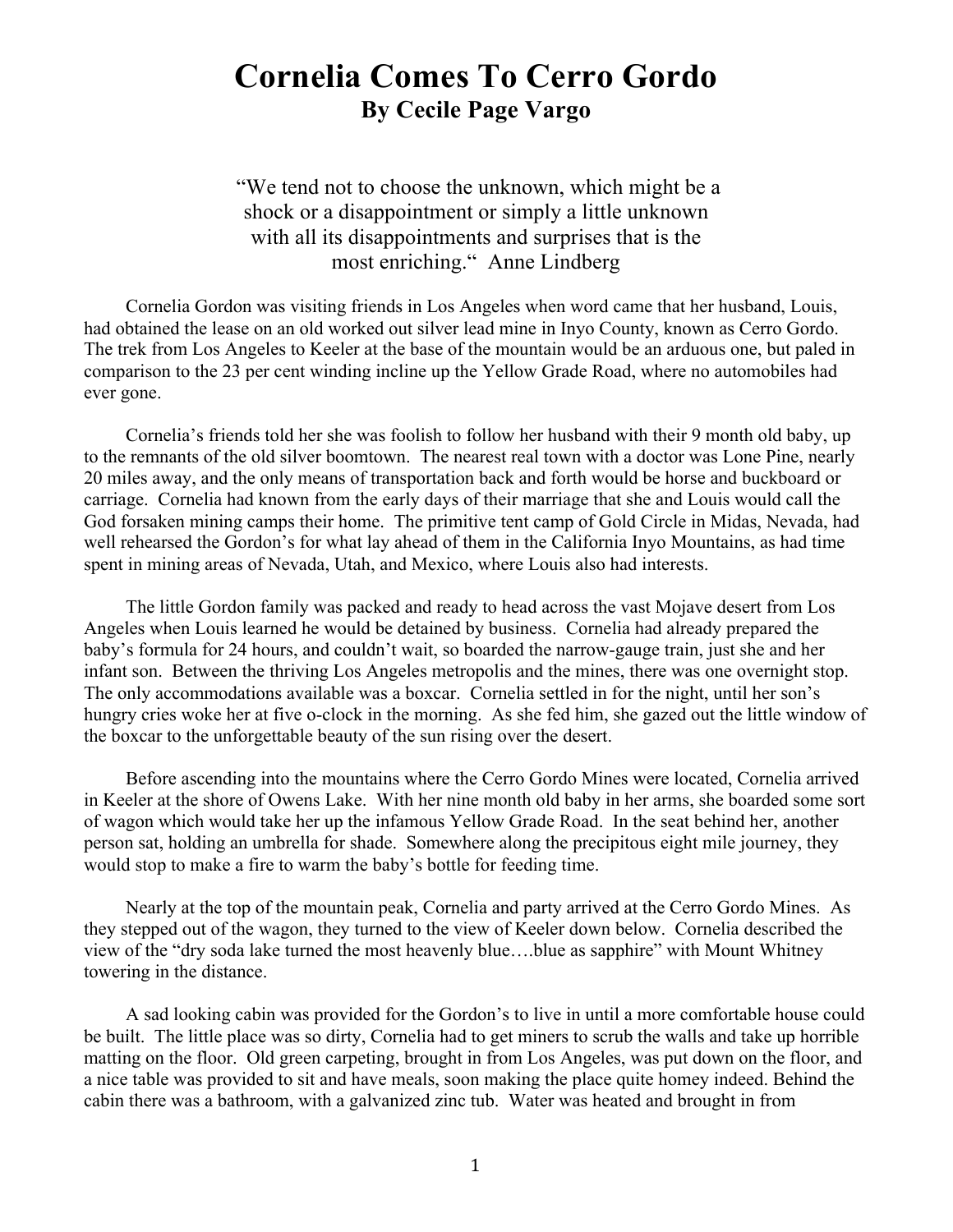# Cornelia Comes To Cerro Gordo

**By Cecile Page Vargo**

> "We tend not to choose the unknown, which might be a shock or a disappointment or simply a little unknown with all its disappointments and surprises that is the most enriching." Anne Lindberg

Cornelia Gordon was visiting friends in Los Angeles when word came that her husband, Louis, had obtained the lease on an old worked out silver lead mine in Inyo County, known as Cerro Gordo. The trek from Los Angeles to Keeler at the base of the mountain would be an arduous one, but paled in comparison to the 23 per cent winding incline up the Yellow Grade Road, where no automobiles had ever gone.

Cornelia's friends told her she was foolish to follow her husband with their 9 month old baby, up to the remnants of the old silver boomtown. The nearest real town with a doctor was Lone Pine, nearly 20 miles away, and the only means of transportation back and forth would be horse and buckboard or carriage. Cornelia had known from the early days of their marriage that she and Louis would call the God forsaken mining camps their home. The primitive tent camp of Gold Circle in Midas, Nevada, had well rehearsed the Gordon's for what lay ahead of them in the California Inyo Mountains, as had time spent in mining areas of Nevada, Utah, and Mexico, where Louis also had interests.

The little Gordon family was packed and ready to head across the vast Mojave desert from Los Angeles when Louis learned he would be detained by business. Cornelia had already prepared the baby's formula for 24 hours, and couldn't wait, so boarded the narrow-gauge train, just she and her infant son. Between the thriving Los Angeles metropolis and the mines, there was one overnight stop. The only accommodations available was a boxcar. Cornelia settled in for the night, until her son's hungry cries woke her at five o-clock in the morning. As she fed him, she gazed out the little window of the boxcar to the unforgettable beauty of the sun rising over the desert.

Before ascending into the mountains where the Cerro Gordo Mines were located, Cornelia arrived in Keeler at the shore of Owens Lake. With her nine month old baby in her arms, she boarded some sort of wagon which would take her up the infamous Yellow Grade Road. In the seat behind her, another person sat, holding an umbrella for shade. Somewhere along the precipitous eight mile journey, they would stop to make a fire to warm the baby's bottle for feeding time.

Nearly at the top of the mountain peak, Cornelia and party arrived at the Cerro Gordo Mines. As they stepped out of the wagon, they turned to the view of Keeler down below. Cornelia described the view of the "dry soda lake turned the most heavenly blue….blue as sapphire" with Mount Whitney towering in the distance.

A sad looking cabin was provided for the Gordon's to live in until a more comfortable house could be built. The little place was so dirty, Cornelia had to get miners to scrub the walls and take up horrible matting on the floor. Old green carpeting, brought in from Los Angeles, was put down on the floor, and a nice table was provided to sit and have meals, soon making the place quite homey indeed. Behind the cabin there was a bathroom, with a galvanized zinc tub. Water was heated and brought in from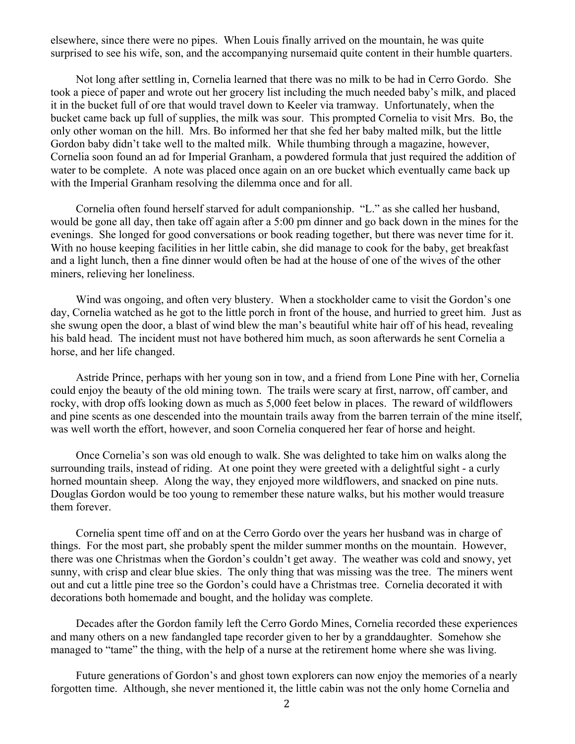elsewhere, since there were no pipes. When Louis finally arrived on the mountain, he was quite surprised to see his wife, son, and the accompanying nursemaid quite content in their humble quarters.

Not long after settling in, Cornelia learned that there was no milk to be had in Cerro Gordo. She took a piece of paper and wrote out her grocery list including the much needed baby's milk, and placed it in the bucket full of ore that would travel down to Keeler via tramway. Unfortunately, when the bucket came back up full of supplies, the milk was sour. This prompted Cornelia to visit Mrs. Bo, the only other woman on the hill. Mrs. Bo informed her that she fed her baby malted milk, but the little Gordon baby didn't take well to the malted milk. While thumbing through a magazine, however, Cornelia soon found an ad for Imperial Granham, a powdered formula that just required the addition of water to be complete. A note was placed once again on an ore bucket which eventually came back up with the Imperial Granham resolving the dilemma once and for all.

Cornelia often found herself starved for adult companionship. "L." as she called her husband, would be gone all day, then take off again after a 5:00 pm dinner and go back down in the mines for the evenings. She longed for good conversations or book reading together, but there was never time for it. With no house keeping facilities in her little cabin, she did manage to cook for the baby, get breakfast and a light lunch, then a fine dinner would often be had at the house of one of the wives of the other miners, relieving her loneliness.

Wind was ongoing, and often very blustery. When a stockholder came to visit the Gordon's one day, Cornelia watched as he got to the little porch in front of the house, and hurried to greet him. Just as she swung open the door, a blast of wind blew the man's beautiful white hair off of his head, revealing his bald head. The incident must not have bothered him much, as soon afterwards he sent Cornelia a horse, and her life changed.

Astride Prince, perhaps with her young son in tow, and a friend from Lone Pine with her, Cornelia could enjoy the beauty of the old mining town. The trails were scary at first, narrow, off camber, and rocky, with drop offs looking down as much as 5,000 feet below in places. The reward of wildflowers and pine scents as one descended into the mountain trails away from the barren terrain of the mine itself, was well worth the effort, however, and soon Cornelia conquered her fear of horse and height.

Once Cornelia's son was old enough to walk. She was delighted to take him on walks along the surrounding trails, instead of riding. At one point they were greeted with a delightful sight - a curly horned mountain sheep. Along the way, they enjoyed more wildflowers, and snacked on pine nuts. Douglas Gordon would be too young to remember these nature walks, but his mother would treasure them forever.

Cornelia spent time off and on at the Cerro Gordo over the years her husband was in charge of things. For the most part, she probably spent the milder summer months on the mountain. However, there was one Christmas when the Gordon's couldn't get away. The weather was cold and snowy, yet sunny, with crisp and clear blue skies. The only thing that was missing was the tree. The miners went out and cut a little pine tree so the Gordon's could have a Christmas tree. Cornelia decorated it with decorations both homemade and bought, and the holiday was complete.

Decades after the Gordon family left the Cerro Gordo Mines, Cornelia recorded these experiences and many others on a new fandangled tape recorder given to her by a granddaughter. Somehow she managed to "tame" the thing, with the help of a nurse at the retirement home where she was living.

Future generations of Gordon's and ghost town explorers can now enjoy the memories of a nearly forgotten time. Although, she never mentioned it, the little cabin was not the only home Cornelia and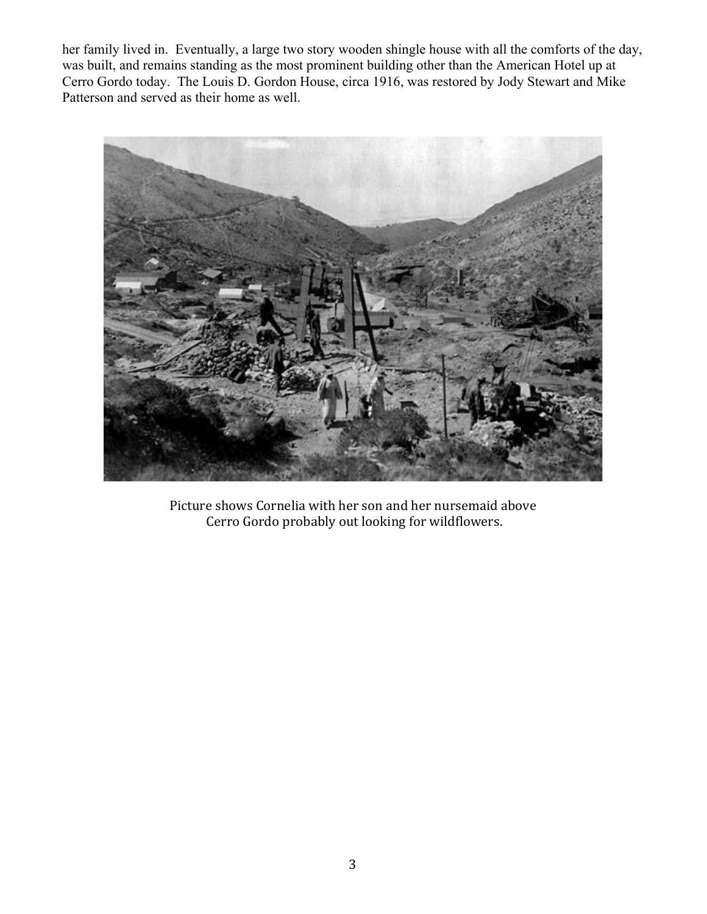her family lived in. Eventually, a large two story wooden shingle house with all the comforts of the day, was built, and remains standing as the most prominent building other than the American Hotel up at Cerro Gordo today. The Louis D. Gordon House, circa 1916, was restored by Jody Stewart and Mike Patterson and served as their home as well.

Picture shows Cornelia with her son and her nursemaid above Cerro Gordo probably out looking for wildflowers.